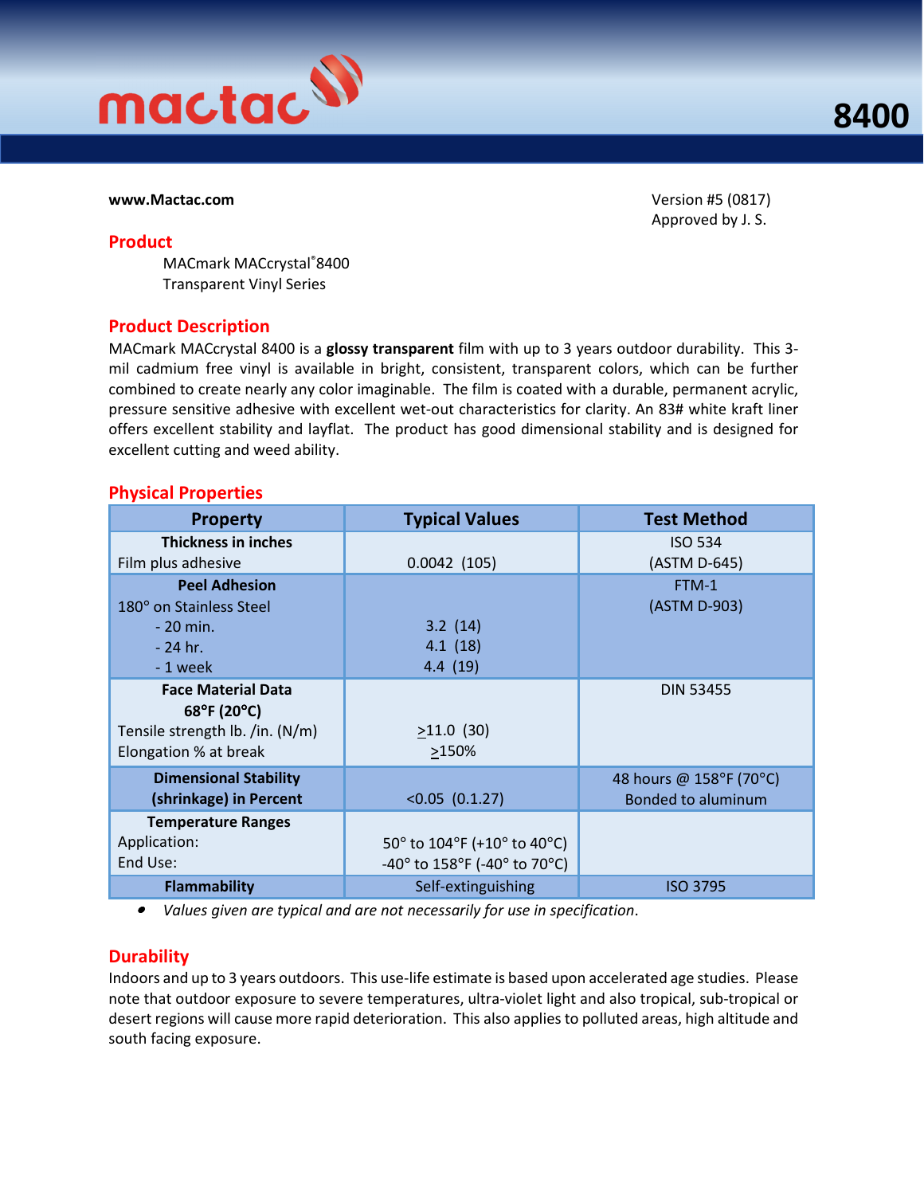# mactac 8400

**www.Mactac.com**

Version #5 (0817)
Approved by J. S.

## Product

MACmark MACcrystal®8400
Transparent Vinyl Series

## Product Description

MACmark MACcrystal 8400 is a **glossy transparent** film with up to 3 years outdoor durability. This 3-mil cadmium free vinyl is available in bright, consistent, transparent colors, which can be further combined to create nearly any color imaginable. The film is coated with a durable, permanent acrylic, pressure sensitive adhesive with excellent wet-out characteristics for clarity. An 83# white kraft liner offers excellent stability and layflat. The product has good dimensional stability and is designed for excellent cutting and weed ability.

## Physical Properties

| Property | Typical Values | Test Method |
|---|---|---|
| **Thickness in inches**<br>Film plus adhesive | 0.0042 (105) | ISO 534<br>(ASTM D-645) |
| **Peel Adhesion**<br>180° on Stainless Steel<br>- 20 min.<br>- 24 hr.<br>- 1 week | <br><br>3.2 (14)<br>4.1 (18)<br>4.4 (19) | FTM-1<br>(ASTM D-903) |
| **Face Material Data**<br>**68°F (20°C)**<br>Tensile strength lb. /in. (N/m)<br>Elongation % at break | <br><br>≥11.0 (30)<br>≥150% | DIN 53455 |
| **Dimensional Stability (shrinkage) in Percent** | <0.05 (0.1.27) | 48 hours @ 158°F (70°C)<br>Bonded to aluminum |
| **Temperature Ranges**<br>Application:<br>End Use: | <br>50° to 104°F (+10° to 40°C)<br>-40° to 158°F (-40° to 70°C) | |
| **Flammability** | Self-extinguishing | ISO 3795 |

- *Values given are typical and are not necessarily for use in specification*.

## Durability

Indoors and up to 3 years outdoors. This use-life estimate is based upon accelerated age studies. Please note that outdoor exposure to severe temperatures, ultra-violet light and also tropical, sub-tropical or desert regions will cause more rapid deterioration. This also applies to polluted areas, high altitude and south facing exposure.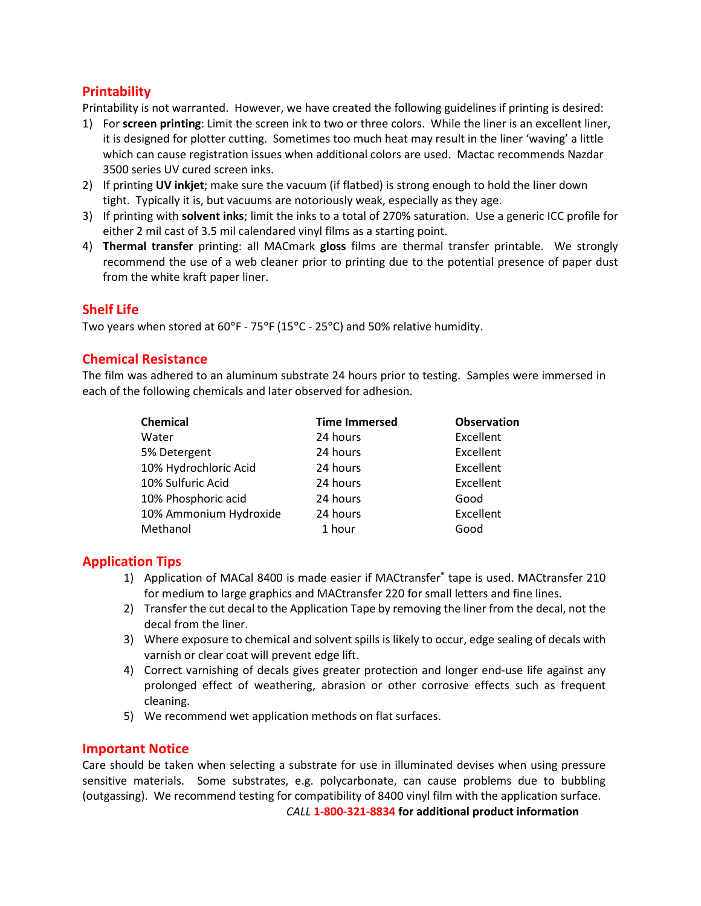## Printability

Printability is not warranted. However, we have created the following guidelines if printing is desired:

1) For **screen printing**: Limit the screen ink to two or three colors. While the liner is an excellent liner, it is designed for plotter cutting. Sometimes too much heat may result in the liner 'waving' a little which can cause registration issues when additional colors are used. Mactac recommends Nazdar 3500 series UV cured screen inks.
2) If printing **UV inkjet**; make sure the vacuum (if flatbed) is strong enough to hold the liner down tight. Typically it is, but vacuums are notoriously weak, especially as they age.
3) If printing with **solvent inks**; limit the inks to a total of 270% saturation. Use a generic ICC profile for either 2 mil cast of 3.5 mil calendared vinyl films as a starting point.
4) **Thermal transfer** printing: all MACmark **gloss** films are thermal transfer printable. We strongly recommend the use of a web cleaner prior to printing due to the potential presence of paper dust from the white kraft paper liner.

## Shelf Life

Two years when stored at 60°F - 75°F (15°C - 25°C) and 50% relative humidity.

## Chemical Resistance

The film was adhered to an aluminum substrate 24 hours prior to testing. Samples were immersed in each of the following chemicals and later observed for adhesion.

| Chemical | Time Immersed | Observation |
|---|---|---|
| Water | 24 hours | Excellent |
| 5% Detergent | 24 hours | Excellent |
| 10% Hydrochloric Acid | 24 hours | Excellent |
| 10% Sulfuric Acid | 24 hours | Excellent |
| 10% Phosphoric acid | 24 hours | Good |
| 10% Ammonium Hydroxide | 24 hours | Excellent |
| Methanol | 1 hour | Good |

## Application Tips

1) Application of MACal 8400 is made easier if MACtransfer® tape is used. MACtransfer 210 for medium to large graphics and MACtransfer 220 for small letters and fine lines.
2) Transfer the cut decal to the Application Tape by removing the liner from the decal, not the decal from the liner.
3) Where exposure to chemical and solvent spills is likely to occur, edge sealing of decals with varnish or clear coat will prevent edge lift.
4) Correct varnishing of decals gives greater protection and longer end-use life against any prolonged effect of weathering, abrasion or other corrosive effects such as frequent cleaning.
5) We recommend wet application methods on flat surfaces.

## Important Notice

Care should be taken when selecting a substrate for use in illuminated devises when using pressure sensitive materials. Some substrates, e.g. polycarbonate, can cause problems due to bubbling (outgassing). We recommend testing for compatibility of 8400 vinyl film with the application surface.

*CALL* **1-800-321-8834 for additional product information**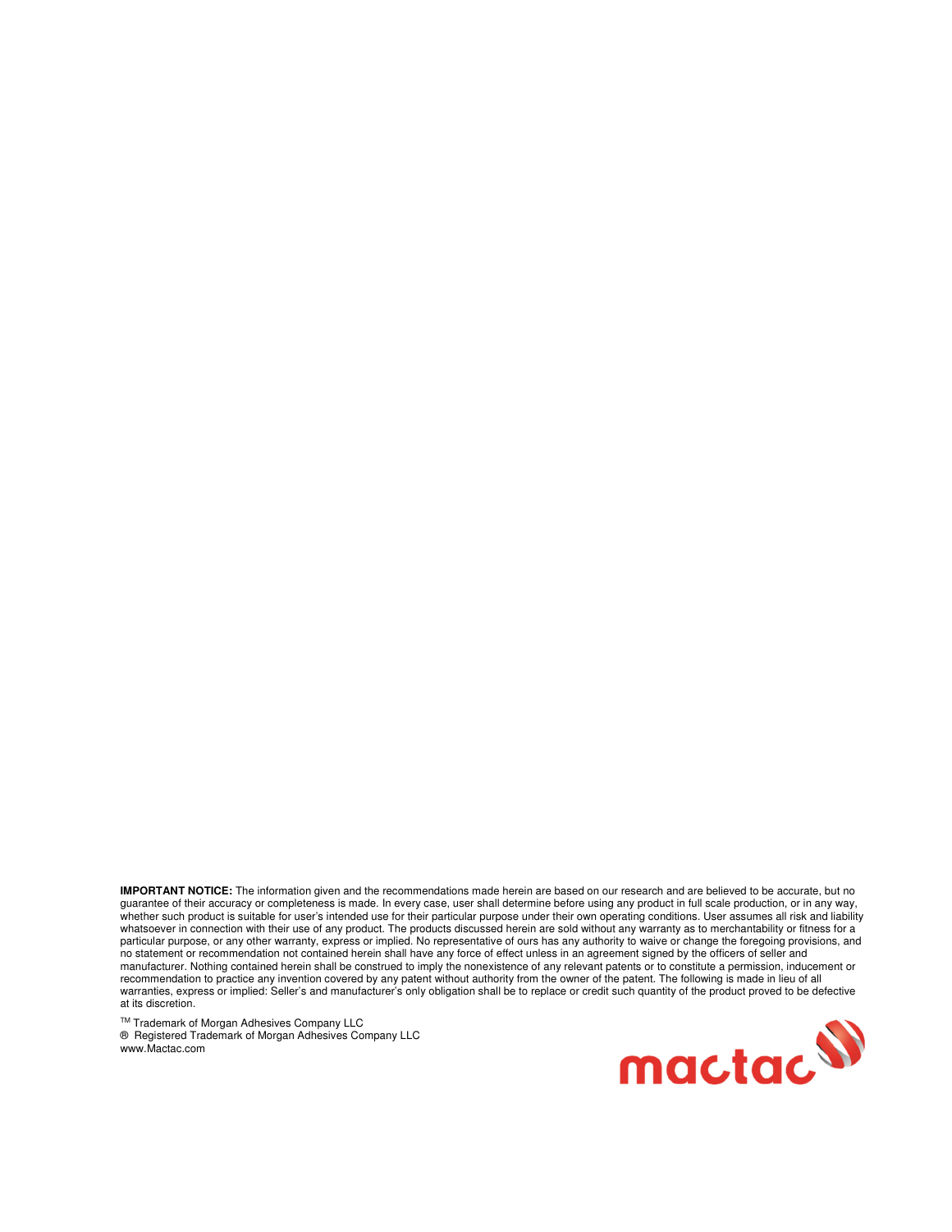**IMPORTANT NOTICE:** The information given and the recommendations made herein are based on our research and are believed to be accurate, but no guarantee of their accuracy or completeness is made. In every case, user shall determine before using any product in full scale production, or in any way, whether such product is suitable for user's intended use for their particular purpose under their own operating conditions. User assumes all risk and liability whatsoever in connection with their use of any product. The products discussed herein are sold without any warranty as to merchantability or fitness for a particular purpose, or any other warranty, express or implied. No representative of ours has any authority to waive or change the foregoing provisions, and no statement or recommendation not contained herein shall have any force of effect unless in an agreement signed by the officers of seller and manufacturer. Nothing contained herein shall be construed to imply the nonexistence of any relevant patents or to constitute a permission, inducement or recommendation to practice any invention covered by any patent without authority from the owner of the patent. The following is made in lieu of all warranties, express or implied: Seller's and manufacturer's only obligation shall be to replace or credit such quantity of the product proved to be defective at its discretion.

™ Trademark of Morgan Adhesives Company LLC
® Registered Trademark of Morgan Adhesives Company LLC
www.Mactac.com

mactac